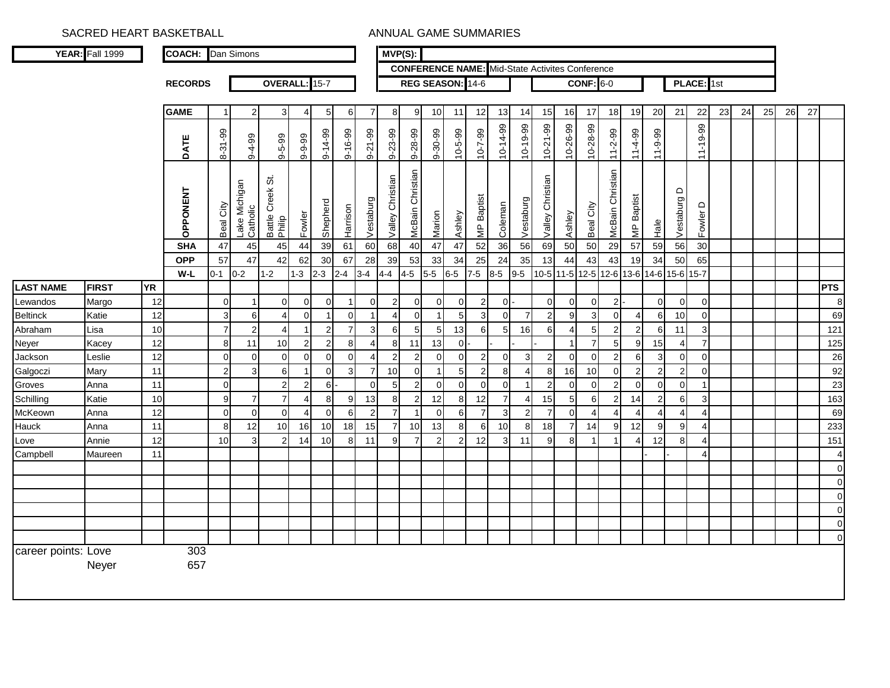SACRED HEART BASKETBALL

ANNUAL GAME SUMMARIES

| **YEAR:** Fall 1999 | **COACH:** Dan Simons | **MVP(S):** |
|---|---|---|
| | | **CONFERENCE NAME:** Mid-State Activites Conference |

| **RECORDS** | **OVERALL:** 15-7 | **REG SEASON:** 14-6 | **CONF:** 6-0 | **PLACE:** 1st |
|---|---|---|---|---|

| LAST NAME | FIRST | YR | | 1 | 2 | 3 | 4 | 5 | 6 | 7 | 8 | 9 | 10 | 11 | 12 | 13 | 14 | 15 | 16 | 17 | 18 | 19 | 20 | 21 | 22 | 23 | 24 | 25 | 26 | 27 | PTS |
|---|---|---|---|---|---|---|---|---|---|---|---|---|---|---|---|---|---|---|---|---|---|---|---|---|---|---|---|---|---|---|---|
| | | | **GAME** | 1 | 2 | 3 | 4 | 5 | 6 | 7 | 8 | 9 | 10 | 11 | 12 | 13 | 14 | 15 | 16 | 17 | 18 | 19 | 20 | 21 | 22 | 23 | 24 | 25 | 26 | 27 | |
| | | | **DATE** | 8-31-99 | 9-4-99 | 9-5-99 | 9-9-99 | 9-14-99 | 9-16-99 | 9-21-99 | 9-23-99 | 9-28-99 | 9-30-99 | 10-5-99 | 10-7-99 | 10-14-99 | 10-19-99 | 10-21-99 | 10-26-99 | 10-28-99 | 11-2-99 | 11-4-99 | 11-9-99 | | 11-19-99 | | | | | | |
| | | | **OPPONENT** | Beal City | Lake Michigan Catholic | Battle Creek St. Philip | Fowler | Shepherd | Harrison | Vestaburg | Valley Christian | McBain Christian | Marion | Ashley | MP Baptist | Coleman | Vestaburg | Valley Christian | Ashley | Beal City | McBain Christian | MP Baptist | Hale | Vestaburg D | Fowler D | | | | | | |
| | | | **SHA** | 47 | 45 | 45 | 44 | 39 | 61 | 60 | 68 | 40 | 47 | 47 | 52 | 36 | 56 | 69 | 50 | 50 | 29 | 57 | 59 | 56 | 30 | | | | | | |
| | | | **OPP** | 57 | 47 | 42 | 62 | 30 | 67 | 28 | 39 | 53 | 33 | 34 | 25 | 24 | 35 | 13 | 44 | 43 | 43 | 19 | 34 | 50 | 65 | | | | | | |
| | | | **W-L** | 0-1 | 0-2 | 1-2 | 1-3 | 2-3 | 2-4 | 3-4 | 4-4 | 4-5 | 5-5 | 6-5 | 7-5 | 8-5 | 9-5 | 10-5 | 11-5 | 12-5 | 12-6 | 13-6 | 14-6 | 15-6 | 15-7 | | | | | | |
| Lewandos | Margo | 12 | | 0 | 1 | 0 | 0 | 0 | 1 | 0 | 2 | 0 | 0 | 0 | 2 | 0 | - | 0 | 0 | 0 | 2 | - | 0 | 0 | 0 | | | | | | 8 |
| Beltinck | Katie | 12 | | 3 | 6 | 4 | 0 | 1 | 0 | 1 | 4 | 0 | 1 | 5 | 3 | 0 | 7 | 2 | 9 | 3 | 0 | 4 | 6 | 10 | 0 | | | | | | 69 |
| Abraham | Lisa | 10 | | 7 | 2 | 4 | 1 | 2 | 7 | 3 | 6 | 5 | 5 | 13 | 6 | 5 | 16 | 6 | 4 | 5 | 2 | 2 | 6 | 11 | 3 | | | | | | 121 |
| Neyer | Kacey | 12 | | 8 | 11 | 10 | 2 | 2 | 8 | 4 | 8 | 11 | 13 | 0 | - | - | - | - | 1 | 7 | 5 | 9 | 15 | 4 | 7 | | | | | | 125 |
| Jackson | Leslie | 12 | | 0 | 0 | 0 | 0 | 0 | 0 | 4 | 2 | 2 | 0 | 0 | 2 | 0 | 3 | 2 | 0 | 0 | 2 | 6 | 3 | 0 | 0 | | | | | | 26 |
| Galgoczi | Mary | 11 | | 2 | 3 | 6 | 1 | 0 | 3 | 7 | 10 | 0 | 1 | 5 | 2 | 8 | 4 | 8 | 16 | 10 | 0 | 2 | 2 | 2 | 0 | | | | | | 92 |
| Groves | Anna | 11 | | 0 | | 2 | 2 | 6 | - | 0 | 5 | 2 | 0 | 0 | 0 | 0 | 1 | 2 | 0 | 0 | 2 | 0 | 0 | 0 | 1 | | | | | | 23 |
| Schilling | Katie | 10 | | 9 | 7 | 7 | 4 | 8 | 9 | 13 | 8 | 2 | 12 | 8 | 12 | 7 | 4 | 15 | 5 | 6 | 2 | 14 | 2 | 6 | 3 | | | | | | 163 |
| McKeown | Anna | 12 | | 0 | 0 | 0 | 4 | 0 | 6 | 2 | 7 | 1 | 0 | 6 | 7 | 3 | 2 | 7 | 0 | 4 | 4 | 4 | 4 | 4 | 4 | | | | | | 69 |
| Hauck | Anna | 11 | | 8 | 12 | 10 | 16 | 10 | 18 | 15 | 7 | 10 | 13 | 8 | 6 | 10 | 8 | 18 | 7 | 14 | 9 | 12 | 9 | 9 | 4 | | | | | | 233 |
| Love | Annie | 12 | | 10 | 3 | 2 | 14 | 10 | 8 | 11 | 9 | 7 | 2 | 2 | 12 | 3 | 11 | 9 | 8 | 1 | 1 | 4 | 12 | 8 | 4 | | | | | | 151 |
| Campbell | Maureen | 11 | | | | | | | | | | | | | | | | | | | | | - | - | 4 | | | | | | 4 |
| | | | | | | | | | | | | | | | | | | | | | | | | | | | | | | | 0 |
| | | | | | | | | | | | | | | | | | | | | | | | | | | | | | | | 0 |
| | | | | | | | | | | | | | | | | | | | | | | | | | | | | | | | 0 |
| | | | | | | | | | | | | | | | | | | | | | | | | | | | | | | | 0 |
| | | | | | | | | | | | | | | | | | | | | | | | | | | | | | | | 0 |
| | | | | | | | | | | | | | | | | | | | | | | | | | | | | | | | 0 |

career points: Love 303

Neyer 657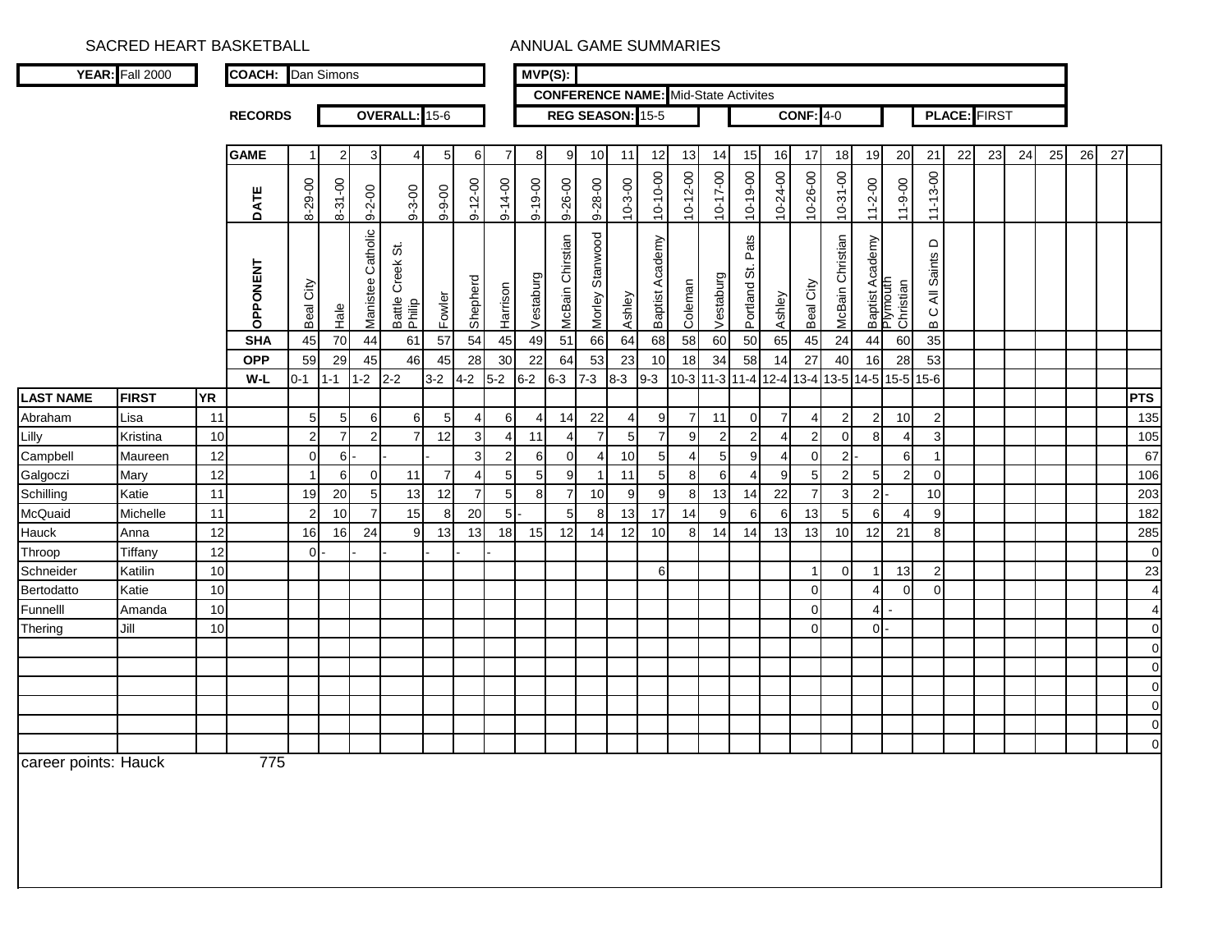SACRED HEART BASKETBALL                ANNUAL GAME SUMMARIES

**YEAR:** Fall 2000 | **COACH:** Dan Simons | **MVP(S):**

**CONFERENCE NAME:** Mid-State Activites

**RECORDS** | **OVERALL:** 15-6 | **REG SEASON:** 15-5 | **CONF:** 4-0 | **PLACE:** FIRST

| | | | **GAME** | 1 | 2 | 3 | 4 | 5 | 6 | 7 | 8 | 9 | 10 | 11 | 12 | 13 | 14 | 15 | 16 | 17 | 18 | 19 | 20 | 21 | 22 | 23 | 24 | 25 | 26 | 27 | |
|---|---|---|---|---|---|---|---|---|---|---|---|---|---|---|---|---|---|---|---|---|---|---|---|---|---|---|---|---|---|---|---|
| | | | **DATE** | 8-29-00 | 8-31-00 | 9-2-00 | 9-3-00 | 9-9-00 | 9-12-00 | 9-14-00 | 9-19-00 | 9-26-00 | 9-28-00 | 10-3-00 | 10-10-00 | 10-12-00 | 10-17-00 | 10-19-00 | 10-24-00 | 10-26-00 | 10-31-00 | 11-2-00 | 11-9-00 | 11-13-00 | | | | | | | |
| | | | **OPPONENT** | Beal City | Hale | Manistee Catholic | Battle Creek St. Philip | Fowler | Shepherd | Harrison | Vestaburg | McBain Chirstian | Morley Stanwood | Ashley | Baptist Academy | Coleman | Vestaburg | Portland St. Pats | Ashley | Beal City | McBain Christian | Baptist Academy | Plymouth Christian | B C All Saints D | | | | | | | |
| | | | **SHA** | 45 | 70 | 44 | 61 | 57 | 54 | 45 | 49 | 51 | 66 | 64 | 68 | 58 | 60 | 50 | 65 | 45 | 24 | 44 | 60 | 35 | | | | | | | |
| | | | **OPP** | 59 | 29 | 45 | 46 | 45 | 28 | 30 | 22 | 64 | 53 | 23 | 10 | 18 | 34 | 58 | 14 | 27 | 40 | 16 | 28 | 53 | | | | | | | |
| | | | **W-L** | 0-1 | 1-1 | 1-2 | 2-2 | 3-2 | 4-2 | 5-2 | 6-2 | 6-3 | 7-3 | 8-3 | 9-3 | 10-3 | 11-3 | 11-4 | 12-4 | 13-4 | 13-5 | 14-5 | 15-5 | 15-6 | | | | | | | |
| **LAST NAME** | **FIRST** | **YR** | | | | | | | | | | | | | | | | | | | | | | | | | | | | | **PTS** |
| Abraham | Lisa | 11 | | 5 | 5 | 6 | 6 | 5 | 4 | 6 | 4 | 14 | 22 | 4 | 9 | 7 | 11 | 0 | 7 | 4 | 2 | 2 | 10 | 2 | | | | | | | 135 |
| Lilly | Kristina | 10 | | 2 | 7 | 2 | 7 | 12 | 3 | 4 | 11 | 4 | 7 | 5 | 7 | 9 | 2 | 2 | 4 | 2 | 0 | 8 | 4 | 3 | | | | | | | 105 |
| Campbell | Maureen | 12 | | 0 | 6 | - | - | - | 3 | 2 | 6 | 0 | 4 | 10 | 5 | 4 | 5 | 9 | 4 | 0 | 2 | - | 6 | 1 | | | | | | | 67 |
| Galgoczi | Mary | 12 | | 1 | 6 | 0 | 11 | 7 | 4 | 5 | 5 | 9 | 1 | 11 | 5 | 8 | 6 | 4 | 9 | 5 | 2 | 5 | 2 | 0 | | | | | | | 106 |
| Schilling | Katie | 11 | | 19 | 20 | 5 | 13 | 12 | 7 | 5 | 8 | 7 | 10 | 9 | 9 | 8 | 13 | 14 | 22 | 7 | 3 | 2 | - | 10 | | | | | | | 203 |
| McQuaid | Michelle | 11 | | 2 | 10 | 7 | 15 | 8 | 20 | 5 | - | 5 | 8 | 13 | 17 | 14 | 9 | 6 | 6 | 13 | 5 | 6 | 4 | 9 | | | | | | | 182 |
| Hauck | Anna | 12 | | 16 | 16 | 24 | 9 | 13 | 13 | 18 | 15 | 12 | 14 | 12 | 10 | 8 | 14 | 14 | 13 | 13 | 10 | 12 | 21 | 8 | | | | | | | 285 |
| Throop | Tiffany | 12 | | 0 | - | - | - | - | - | - | | | | | | | | | | | | | | | | | | | | | 0 |
| Schneider | Katilin | 10 | | | | | | | | | | | | | 6 | | | | | 1 | 0 | 1 | 13 | 2 | | | | | | | 23 |
| Bertodatto | Katie | 10 | | | | | | | | | | | | | | | | | | 0 | | 4 | 0 | 0 | | | | | | | 4 |
| Funnelll | Amanda | 10 | | | | | | | | | | | | | | | | | | 0 | | 4 | - | | | | | | | | 4 |
| Thering | Jill | 10 | | | | | | | | | | | | | | | | | | 0 | | 0 | - | | | | | | | | 0 |
| | | | | | | | | | | | | | | | | | | | | | | | | | | | | | | | 0 |
| | | | | | | | | | | | | | | | | | | | | | | | | | | | | | | | 0 |
| | | | | | | | | | | | | | | | | | | | | | | | | | | | | | | | 0 |
| | | | | | | | | | | | | | | | | | | | | | | | | | | | | | | | 0 |
| | | | | | | | | | | | | | | | | | | | | | | | | | | | | | | | 0 |
| | | | | | | | | | | | | | | | | | | | | | | | | | | | | | | | 0 |

career points: Hauck 775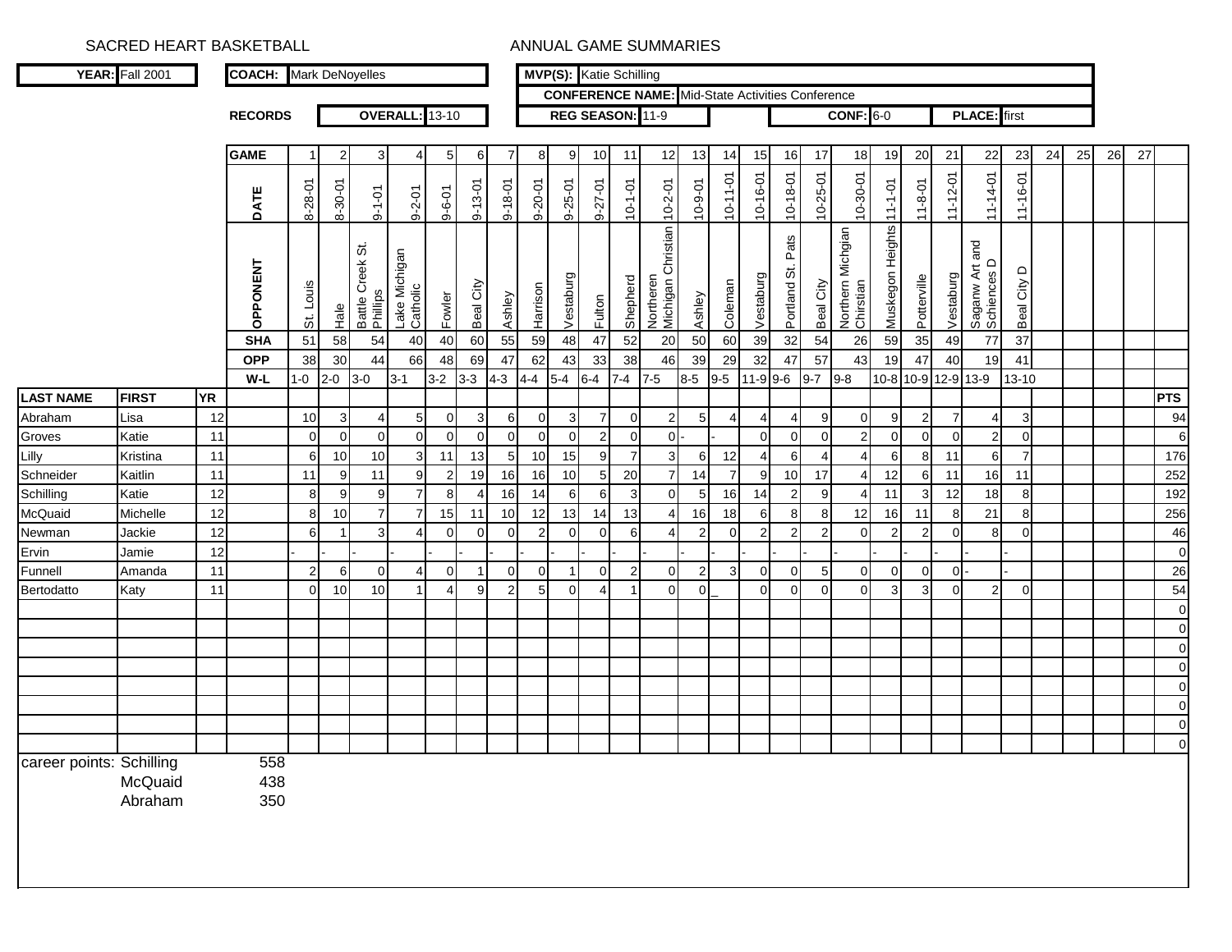SACRED HEART BASKETBALL　　　　　　　　　　ANNUAL GAME SUMMARIES

**YEAR:** Fall 2001　　**COACH:** Mark DeNoyelles　　**MVP(S):** Katie Schilling

**CONFERENCE NAME:** Mid-State Activities Conference

**RECORDS**　　**OVERALL:** 13-10　　**REG SEASON:** 11-9　　**CONF:** 6-0　　**PLACE:** first

| | | | **GAME** | 1 | 2 | 3 | 4 | 5 | 6 | 7 | 8 | 9 | 10 | 11 | 12 | 13 | 14 | 15 | 16 | 17 | 18 | 19 | 20 | 21 | 22 | 23 | 24 | 25 | 26 | 27 | |
|---|---|---|---|---|---|---|---|---|---|---|---|---|---|---|---|---|---|---|---|---|---|---|---|---|---|---|---|---|---|---|---|
| | | | **DATE** | 8-28-01 | 8-30-01 | 9-1-01 | 9-2-01 | 9-6-01 | 9-13-01 | 9-18-01 | 9-20-01 | 9-25-01 | 9-27-01 | 10-1-01 | 10-2-01 | 10-9-01 | 10-11-01 | 10-16-01 | 10-18-01 | 10-25-01 | 10-30-01 | 11-1-01 | 11-8-01 | 11-12-01 | 11-14-01 | 11-16-01 | | | | | |
| | | | **OPPONENT** | St. Louis | Hale | Battle Creek St. Phillips | Lake Michigan Catholic | Fowler | Beal City | Ashley | Harrison | Vestaburg | Fulton | Shepherd | Northeren Michigan Christian | Ashley | Coleman | Vestaburg | Portland St. Pats | Beal City | Northern Michgian Chirstian | Muskegon Heights | Potterville | Vestaburg | Saganw Art and Schiences D | Beal City D | | | | | |
| | | | **SHA** | 51 | 58 | 54 | 40 | 40 | 60 | 55 | 59 | 48 | 47 | 52 | 20 | 50 | 60 | 39 | 32 | 54 | 26 | 59 | 35 | 49 | 77 | 37 | | | | | |
| | | | **OPP** | 38 | 30 | 44 | 66 | 48 | 69 | 47 | 62 | 43 | 33 | 38 | 46 | 39 | 29 | 32 | 47 | 57 | 43 | 19 | 47 | 40 | 19 | 41 | | | | | |
| | | | **W-L** | 1-0 | 2-0 | 3-0 | 3-1 | 3-2 | 3-3 | 4-3 | 4-4 | 5-4 | 6-4 | 7-4 | 7-5 | 8-5 | 9-5 | 11-9 | 9-6 | 9-7 | 9-8 | 10-8 | 10-9 | 12-9 | 13-9 | 13-10 | | | | | |
| **LAST NAME** | **FIRST** | **YR** | | | | | | | | | | | | | | | | | | | | | | | | | | | | | **PTS** |
| Abraham | Lisa | 12 | | 10 | 3 | 4 | 5 | 0 | 3 | 6 | 0 | 3 | 7 | 0 | 2 | 5 | 4 | 4 | 4 | 9 | 0 | 9 | 2 | 7 | 4 | 3 | | | | | 94 |
| Groves | Katie | 11 | | 0 | 0 | 0 | 0 | 0 | 0 | 0 | 0 | 0 | 2 | 0 | 0 | - | - | 0 | 0 | 0 | 2 | 0 | 0 | 0 | 2 | 0 | | | | | 6 |
| Lilly | Kristina | 11 | | 6 | 10 | 10 | 3 | 11 | 13 | 5 | 10 | 15 | 9 | 7 | 3 | 6 | 12 | 4 | 6 | 4 | 4 | 6 | 8 | 11 | 6 | 7 | | | | | 176 |
| Schneider | Kaitlin | 11 | | 11 | 9 | 11 | 9 | 2 | 19 | 16 | 16 | 10 | 5 | 20 | 7 | 14 | 7 | 9 | 10 | 17 | 4 | 12 | 6 | 11 | 16 | 11 | | | | | 252 |
| Schilling | Katie | 12 | | 8 | 9 | 9 | 7 | 8 | 4 | 16 | 14 | 6 | 6 | 3 | 0 | 5 | 16 | 14 | 2 | 9 | 4 | 11 | 3 | 12 | 18 | 8 | | | | | 192 |
| McQuaid | Michelle | 12 | | 8 | 10 | 7 | 7 | 15 | 11 | 10 | 12 | 13 | 14 | 13 | 4 | 16 | 18 | 6 | 8 | 8 | 12 | 16 | 11 | 8 | 21 | 8 | | | | | 256 |
| Newman | Jackie | 12 | | 6 | 1 | 3 | 4 | 0 | 0 | 0 | 2 | 0 | 0 | 6 | 4 | 2 | 0 | 2 | 2 | 2 | 0 | 2 | 2 | 0 | 8 | 0 | | | | | 46 |
| Ervin | Jamie | 12 | | - | - | - | - | - | - | - | - | - | - | - | - | - | - | - | - | - | - | - | - | - | - | - | | | | | 0 |
| Funnell | Amanda | 11 | | 2 | 6 | 0 | 4 | 0 | 1 | 0 | 0 | 1 | 0 | 2 | 0 | 2 | 3 | 0 | 0 | 5 | 0 | 0 | 0 | 0 | - | - | | | | | 26 |
| Bertodatto | Katy | 11 | | 0 | 10 | 10 | 1 | 4 | 9 | 2 | 5 | 0 | 4 | 1 | 0 | 0 | _ | 0 | 0 | 0 | 0 | 3 | 3 | 0 | 2 | 0 | | | | | 54 |
| | | | | | | | | | | | | | | | | | | | | | | | | | | | | | | | 0 |
| | | | | | | | | | | | | | | | | | | | | | | | | | | | | | | | 0 |
| | | | | | | | | | | | | | | | | | | | | | | | | | | | | | | | 0 |
| | | | | | | | | | | | | | | | | | | | | | | | | | | | | | | | 0 |
| | | | | | | | | | | | | | | | | | | | | | | | | | | | | | | | 0 |
| | | | | | | | | | | | | | | | | | | | | | | | | | | | | | | | 0 |
| | | | | | | | | | | | | | | | | | | | | | | | | | | | | | | | 0 |
| | | | | | | | | | | | | | | | | | | | | | | | | | | | | | | | 0 |

career points:
- Schilling 558
- McQuaid 438
- Abraham 350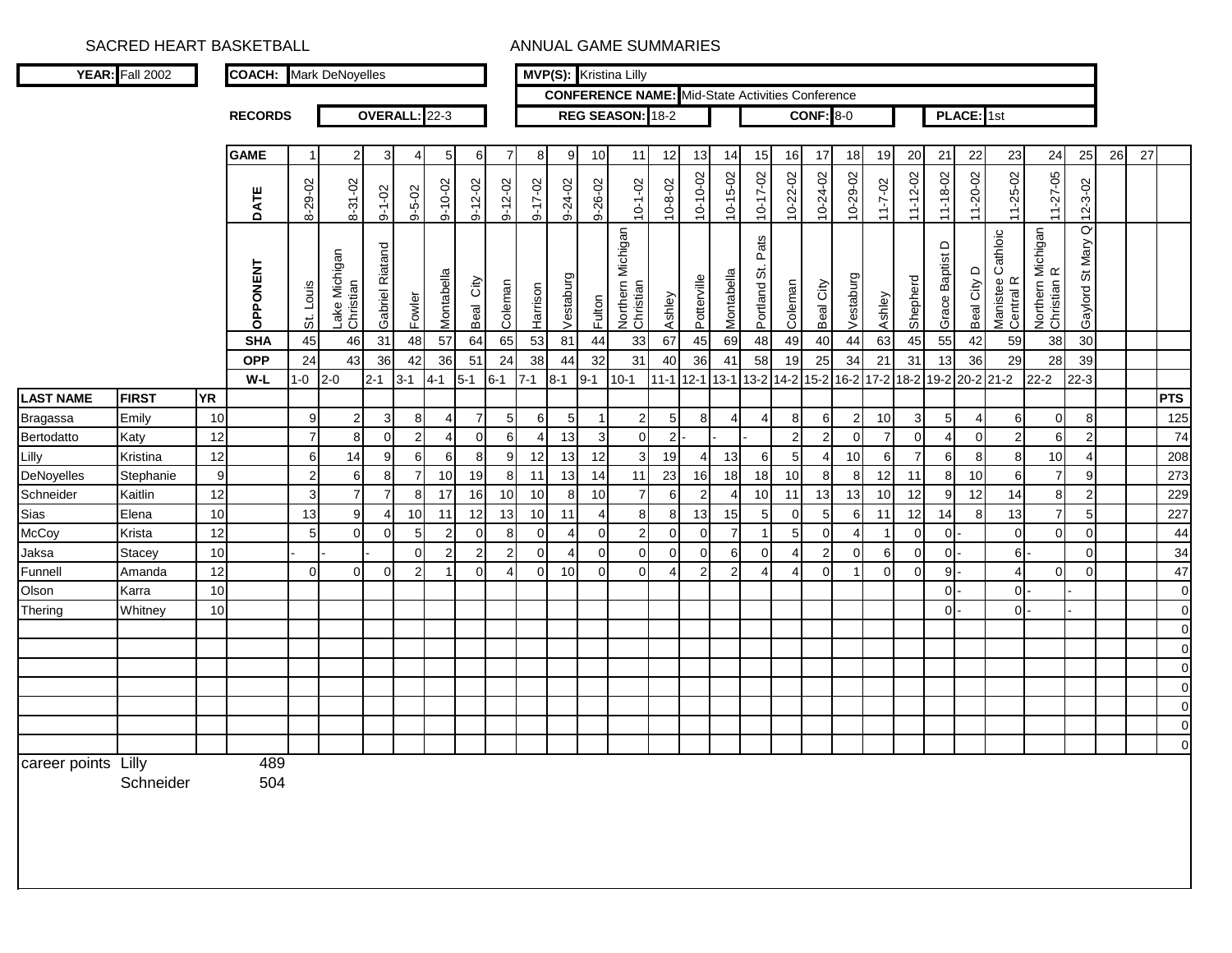SACRED HEART BASKETBALL — ANNUAL GAME SUMMARIES

**YEAR:** Fall 2002 | **COACH:** Mark DeNoyelles | **MVP(S):** Kristina Lilly

**CONFERENCE NAME:** Mid-State Activities Conference

**RECORDS** — **OVERALL:** 22-3 | **REG SEASON:** 18-2 | **CONF:** 8-0 | **PLACE:** 1st

| GAME | 1 | 2 | 3 | 4 | 5 | 6 | 7 | 8 | 9 | 10 | 11 | 12 | 13 | 14 | 15 | 16 | 17 | 18 | 19 | 20 | 21 | 22 | 23 | 24 | 25 | 26 | 27 | |
|---|---|---|---|---|---|---|---|---|---|---|---|---|---|---|---|---|---|---|---|---|---|---|---|---|---|---|---|---|
| DATE | 8-29-02 | 8-31-02 | 9-1-02 | 9-5-02 | 9-10-02 | 9-12-02 | 9-12-02 | 9-17-02 | 9-24-02 | 9-26-02 | 10-1-02 | 10-8-02 | 10-10-02 | 10-15-02 | 10-17-02 | 10-22-02 | 10-24-02 | 10-29-02 | 11-7-02 | 11-12-02 | 11-18-02 | 11-20-02 | 11-25-02 | 11-27-05 | 12-3-02 | | | |
| OPPONENT | St. Louis | Lake Michigan Christian | Gabriel Riatand | Fowler | Montabella | Beal City | Coleman | Harrison | Vestaburg | Fulton | Northern Michigan Christian | Ashley | Potterville | Montabella | Portland St. Pats | Coleman | Beal City | Vestaburg | Ashley | Shepherd | Grace Baptist D | Beal City D | Manistee Cathloic Central R | Northern Michigan Christian R | Gaylord St Mary Q | | | |
| SHA | 45 | 46 | 31 | 48 | 57 | 64 | 65 | 53 | 81 | 44 | 33 | 67 | 45 | 69 | 48 | 49 | 40 | 44 | 63 | 45 | 55 | 42 | 59 | 38 | 30 | | | |
| OPP | 24 | 43 | 36 | 42 | 36 | 51 | 24 | 38 | 44 | 32 | 31 | 40 | 36 | 41 | 58 | 19 | 25 | 34 | 21 | 31 | 13 | 36 | 29 | 28 | 39 | | | |
| W-L | 1-0 | 2-0 | 2-1 | 3-1 | 4-1 | 5-1 | 6-1 | 7-1 | 8-1 | 9-1 | 10-1 | 11-1 | 12-1 | 13-1 | 13-2 | 14-2 | 15-2 | 16-2 | 17-2 | 18-2 | 19-2 | 20-2 | 21-2 | 22-2 | 22-3 | | | |

| LAST NAME | FIRST | YR | 1 | 2 | 3 | 4 | 5 | 6 | 7 | 8 | 9 | 10 | 11 | 12 | 13 | 14 | 15 | 16 | 17 | 18 | 19 | 20 | 21 | 22 | 23 | 24 | 25 | 26 | 27 | PTS |
|---|---|---|---|---|---|---|---|---|---|---|---|---|---|---|---|---|---|---|---|---|---|---|---|---|---|---|---|---|---|---|
| Bragassa | Emily | 10 | 9 | 2 | 3 | 8 | 4 | 7 | 5 | 6 | 5 | 1 | 2 | 5 | 8 | 4 | 4 | 8 | 6 | 2 | 10 | 3 | 5 | 4 | 6 | 0 | 8 | | | 125 |
| Bertodatto | Katy | 12 | 7 | 8 | 0 | 2 | 4 | 0 | 6 | 4 | 13 | 3 | 0 | 2 | - | - | - | 2 | 2 | 0 | 7 | 0 | 4 | 0 | 2 | 6 | 2 | | | 74 |
| Lilly | Kristina | 12 | 6 | 14 | 9 | 6 | 6 | 8 | 9 | 12 | 13 | 12 | 3 | 19 | 4 | 13 | 6 | 5 | 4 | 10 | 6 | 7 | 6 | 8 | 8 | 10 | 4 | | | 208 |
| DeNoyelles | Stephanie | 9 | 2 | 6 | 8 | 7 | 10 | 19 | 8 | 11 | 13 | 14 | 11 | 23 | 16 | 18 | 18 | 10 | 8 | 8 | 12 | 11 | 8 | 10 | 6 | 7 | 9 | | | 273 |
| Schneider | Kaitlin | 12 | 3 | 7 | 7 | 8 | 17 | 16 | 10 | 10 | 8 | 10 | 7 | 6 | 2 | 4 | 10 | 11 | 13 | 13 | 10 | 12 | 9 | 12 | 14 | 8 | 2 | | | 229 |
| Sias | Elena | 10 | 13 | 9 | 4 | 10 | 11 | 12 | 13 | 10 | 11 | 4 | 8 | 8 | 13 | 15 | 5 | 0 | 5 | 6 | 11 | 12 | 14 | 8 | 13 | 7 | 5 | | | 227 |
| McCoy | Krista | 12 | 5 | 0 | 0 | 5 | 2 | 0 | 8 | 0 | 4 | 0 | 2 | 0 | 0 | 7 | 1 | 5 | 0 | 4 | 1 | 0 | 0 | - | 0 | 0 | 0 | | | 44 |
| Jaksa | Stacey | 10 | - | - | - | 0 | 2 | 2 | 2 | 0 | 4 | 0 | 0 | 0 | 0 | 6 | 0 | 4 | 2 | 0 | 6 | 0 | 0 | - | 6 | - | 0 | | | 34 |
| Funnell | Amanda | 12 | 0 | 0 | 0 | 2 | 1 | 0 | 4 | 0 | 10 | 0 | 0 | 4 | 2 | 2 | 4 | 4 | 0 | 1 | 0 | 0 | 9 | - | 4 | 0 | 0 | | | 47 |
| Olson | Karra | 10 | | | | | | | | | | | | | | | | | | | | | 0 | - | 0 | - | - | | | 0 |
| Thering | Whitney | 10 | | | | | | | | | | | | | | | | | | | | | 0 | - | 0 | - | - | | | 0 |
| | | | | | | | | | | | | | | | | | | | | | | | | | | | | | | 0 |
| | | | | | | | | | | | | | | | | | | | | | | | | | | | | | | 0 |
| | | | | | | | | | | | | | | | | | | | | | | | | | | | | | | 0 |
| | | | | | | | | | | | | | | | | | | | | | | | | | | | | | | 0 |
| | | | | | | | | | | | | | | | | | | | | | | | | | | | | | | 0 |
| | | | | | | | | | | | | | | | | | | | | | | | | | | | | | | 0 |
| | | | | | | | | | | | | | | | | | | | | | | | | | | | | | | 0 |

career points
Lilly 489
Schneider 504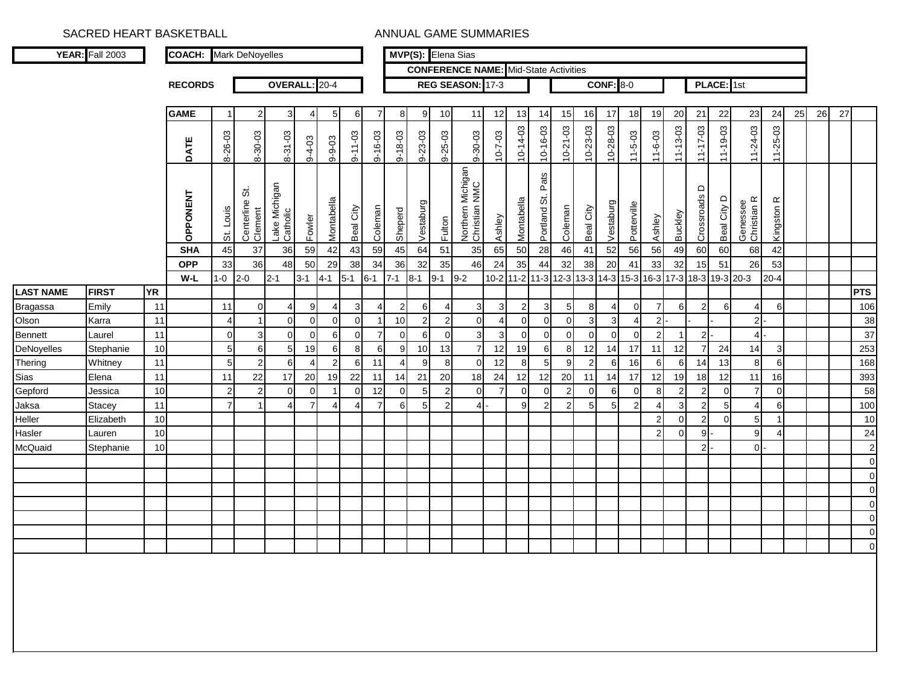SACRED HEART BASKETBALL　　　　　　　　ANNUAL GAME SUMMARIES

| **YEAR:** | Fall 2003 | **COACH:** | Mark DeNoyelles | **MVP(S):** | Elena Sias |
|---|---|---|---|---|---|
| | | | | **CONFERENCE NAME:** | Mid-State Activities |

**RECORDS** | **OVERALL:** 20-4 | **REG SEASON:** 17-3 | **CONF:** 8-0 | **PLACE:** 1st

| LAST NAME | FIRST | YR | GAME | 1 | 2 | 3 | 4 | 5 | 6 | 7 | 8 | 9 | 10 | 11 | 12 | 13 | 14 | 15 | 16 | 17 | 18 | 19 | 20 | 21 | 22 | 23 | 24 | 25 | 26 | 27 | PTS |
|---|---|---|---|---|---|---|---|---|---|---|---|---|---|---|---|---|---|---|---|---|---|---|---|---|---|---|---|---|---|---|---|
| | | | DATE | 8-26-03 | 8-30-03 | 8-31-03 | 9-4-03 | 9-9-03 | 9-11-03 | 9-16-03 | 9-18-03 | 9-23-03 | 9-25-03 | 9-30-03 | 10-7-03 | 10-14-03 | 10-16-03 | 10-21-03 | 10-23-03 | 10-28-03 | 11-5-03 | 11-6-03 | 11-13-03 | 11-17-03 | 11-19-03 | 11-24-03 | 11-25-03 | | | | |
| | | | OPPONENT | St. Louis | Centerline St. Clement | Lake Michigan Catholic | Fowler | Montabella | Beal City | Coleman | Sheperd | Vestaburg | Fulton | Northern Michigan Christian NMC | Ashley | Montabella | Portland St. Pats | Coleman | Beal City | Vestaburg | Potterville | Ashley | Buckley | Crossroads D | Beal City D | Genessee Christian R | Kingston R | | | | |
| | | | SHA | 45 | 37 | 36 | 59 | 42 | 43 | 59 | 45 | 64 | 51 | 35 | 65 | 50 | 28 | 46 | 41 | 52 | 56 | 56 | 49 | 60 | 60 | 68 | 42 | | | | |
| | | | OPP | 33 | 36 | 48 | 50 | 29 | 38 | 34 | 36 | 32 | 35 | 46 | 24 | 35 | 44 | 32 | 38 | 20 | 41 | 33 | 32 | 15 | 51 | 26 | 53 | | | | |
| | | | W-L | 1-0 | 2-0 | 2-1 | 3-1 | 4-1 | 5-1 | 6-1 | 7-1 | 8-1 | 9-1 | 9-2 | 10-2 | 11-2 | 11-3 | 12-3 | 13-3 | 14-3 | 15-3 | 16-3 | 17-3 | 18-3 | 19-3 | 20-3 | 20-4 | | | | |
| Bragassa | Emily | 11 | | 11 | 0 | 4 | 9 | 4 | 3 | 4 | 2 | 6 | 4 | 3 | 3 | 2 | 3 | 5 | 8 | 4 | 0 | 7 | 6 | 2 | 6 | 4 | 6 | | | | 106 |
| Olson | Karra | 11 | | 4 | 1 | 0 | 0 | 0 | 0 | 1 | 10 | 2 | 2 | 0 | 4 | 0 | 0 | 0 | 3 | 3 | 4 | 2 | - | - | - | 2 | - | | | | 38 |
| Bennett | Laurel | 11 | | 0 | 3 | 0 | 0 | 6 | 0 | 7 | 0 | 6 | 0 | 3 | 3 | 0 | 0 | 0 | 0 | 0 | 0 | 2 | 1 | 2 | - | 4 | - | | | | 37 |
| DeNoyelles | Stephanie | 10 | | 5 | 6 | 5 | 19 | 6 | 8 | 6 | 9 | 10 | 13 | 7 | 12 | 19 | 6 | 8 | 12 | 14 | 17 | 11 | 12 | 7 | 24 | 14 | 3 | | | | 253 |
| Thering | Whitney | 11 | | 5 | 2 | 6 | 4 | 2 | 6 | 11 | 4 | 9 | 8 | 0 | 12 | 8 | 5 | 9 | 2 | 6 | 16 | 6 | 6 | 14 | 13 | 8 | 6 | | | | 168 |
| Sias | Elena | 11 | | 11 | 22 | 17 | 20 | 19 | 22 | 11 | 14 | 21 | 20 | 18 | 24 | 12 | 12 | 20 | 11 | 14 | 17 | 12 | 19 | 18 | 12 | 11 | 16 | | | | 393 |
| Gepford | Jessica | 10 | | 2 | 2 | 0 | 0 | 1 | 0 | 12 | 0 | 5 | 2 | 0 | 7 | 0 | 0 | 2 | 0 | 6 | 0 | 8 | 2 | 2 | 0 | 7 | 0 | | | | 58 |
| Jaksa | Stacey | 11 | | 7 | 1 | 4 | 7 | 4 | 4 | 7 | 6 | 5 | 2 | 4 | - | 9 | 2 | 2 | 5 | 5 | 2 | 4 | 3 | 2 | 5 | 4 | 6 | | | | 100 |
| Heller | Elizabeth | 10 | | | | | | | | | | | | | | | | | | | | 2 | 0 | 2 | 0 | 5 | 1 | | | | 10 |
| Hasler | Lauren | 10 | | | | | | | | | | | | | | | | | | | | 2 | 0 | 9 | - | 9 | 4 | | | | 24 |
| McQuaid | Stephanie | 10 | | | | | | | | | | | | | | | | | | | | | | 2 | - | 0 | - | | | | 2 |
| | | | | | | | | | | | | | | | | | | | | | | | | | | | | | | | 0 |
| | | | | | | | | | | | | | | | | | | | | | | | | | | | | | | | 0 |
| | | | | | | | | | | | | | | | | | | | | | | | | | | | | | | | 0 |
| | | | | | | | | | | | | | | | | | | | | | | | | | | | | | | | 0 |
| | | | | | | | | | | | | | | | | | | | | | | | | | | | | | | | 0 |
| | | | | | | | | | | | | | | | | | | | | | | | | | | | | | | | 0 |
| | | | | | | | | | | | | | | | | | | | | | | | | | | | | | | | 0 |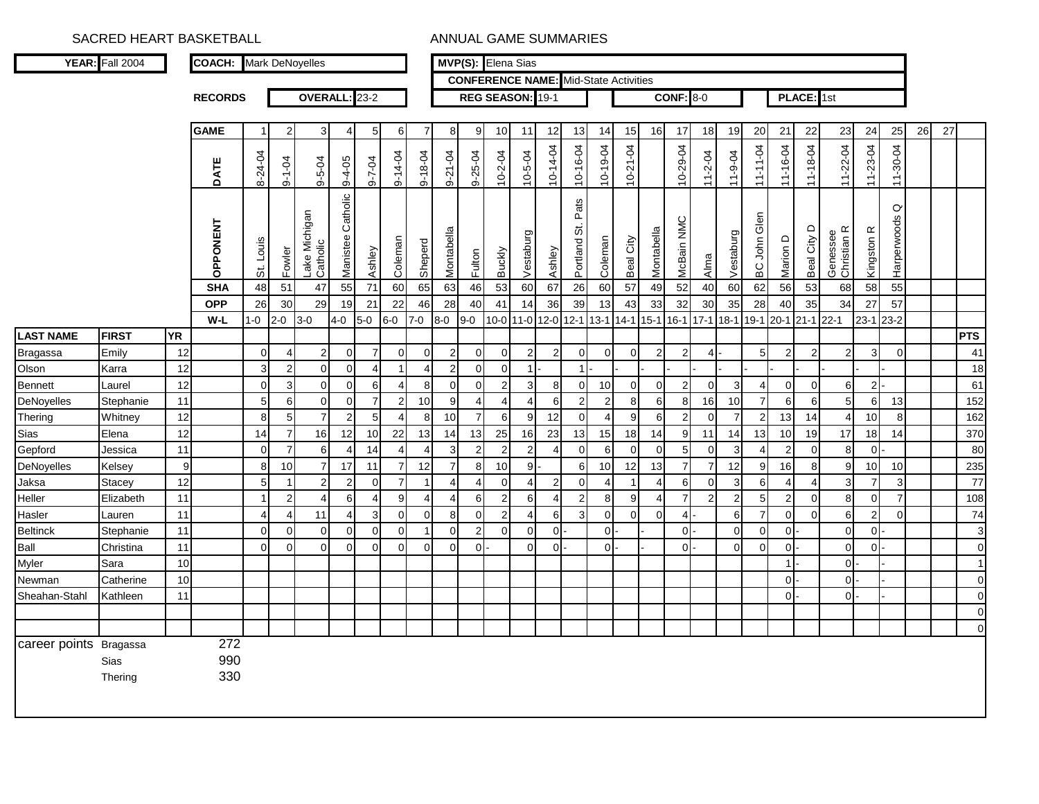SACRED HEART BASKETBALL — ANNUAL GAME SUMMARIES

**YEAR:** Fall 2004 | **COACH:** Mark DeNoyelles | **MVP(S):** Elena Sias

**CONFERENCE NAME:** Mid-State Activities

**RECORDS** — **OVERALL:** 23-2 | **REG SEASON:** 19-1 | **CONF:** 8-0 | **PLACE:** 1st

| LAST NAME | FIRST | YR | | 1 | 2 | 3 | 4 | 5 | 6 | 7 | 8 | 9 | 10 | 11 | 12 | 13 | 14 | 15 | 16 | 17 | 18 | 19 | 20 | 21 | 22 | 23 | 24 | 25 | 26 | 27 | PTS |
|---|---|---|---|---|---|---|---|---|---|---|---|---|---|---|---|---|---|---|---|---|---|---|---|---|---|---|---|---|---|---|---|
| | | | **DATE** | 8-24-04 | 9-1-04 | 9-5-04 | 9-4-05 | 9-7-04 | 9-14-04 | 9-18-04 | 9-21-04 | 9-25-04 | 10-2-04 | 10-5-04 | 10-14-04 | 10-16-04 | 10-19-04 | 10-21-04 | | 10-29-04 | 11-2-04 | 11-9-04 | 11-11-04 | 11-16-04 | 11-18-04 | 11-22-04 | 11-23-04 | 11-30-04 | | | |
| | | | **OPPONENT** | St. Louis | Fowler | Lake Michigan Catholic | Manistee Catholic | Ashley | Coleman | Sheperd | Montabella | Fulton | Buckly | Vestaburg | Ashley | Portland St. Pats | Coleman | Beal City | Montabella | McBain NMC | Alma | Vestaburg | BC John Glen | Marion D | Beal City D | Genessee Christian R | Kingston R | Harperwoods Q | | | |
| | | | **SHA** | 48 | 51 | 47 | 55 | 71 | 60 | 65 | 63 | 46 | 53 | 60 | 67 | 26 | 60 | 57 | 49 | 52 | 40 | 60 | 62 | 56 | 53 | 68 | 58 | 55 | | | |
| | | | **OPP** | 26 | 30 | 29 | 19 | 21 | 22 | 46 | 28 | 40 | 41 | 14 | 36 | 39 | 13 | 43 | 33 | 32 | 30 | 35 | 28 | 40 | 35 | 34 | 27 | 57 | | | |
| | | | **W-L** | 1-0 | 2-0 | 3-0 | 4-0 | 5-0 | 6-0 | 7-0 | 8-0 | 9-0 | 10-0 | 11-0 | 12-0 | 12-1 | 13-1 | 14-1 | 15-1 | 16-1 | 17-1 | 18-1 | 19-1 | 20-1 | 21-1 | 22-1 | 23-1 | 23-2 | | | |
| Bragassa | Emily | 12 | | 0 | 4 | 2 | 0 | 7 | 0 | 0 | 2 | 0 | 0 | 2 | 2 | 0 | 0 | 0 | 2 | 2 | 4 | - | 5 | 2 | 2 | 2 | 3 | 0 | | | 41 |
| Olson | Karra | 12 | | 3 | 2 | 0 | 0 | 4 | 1 | 4 | 2 | 0 | 0 | 1 | - | 1 | - | - | - | - | - | - | - | - | - | - | - | - | | | 18 |
| Bennett | Laurel | 12 | | 0 | 3 | 0 | 0 | 6 | 4 | 8 | 0 | 0 | 2 | 3 | 8 | 0 | 10 | 0 | 0 | 2 | 0 | 3 | 4 | 0 | 0 | 6 | 2 | - | | | 61 |
| DeNoyelles | Stephanie | 11 | | 5 | 6 | 0 | 0 | 7 | 2 | 10 | 9 | 4 | 4 | 4 | 6 | 2 | 2 | 8 | 6 | 8 | 16 | 10 | 7 | 6 | 6 | 5 | 6 | 13 | | | 152 |
| Thering | Whitney | 12 | | 8 | 5 | 7 | 2 | 5 | 4 | 8 | 10 | 7 | 6 | 9 | 12 | 0 | 4 | 9 | 6 | 2 | 0 | 7 | 2 | 13 | 14 | 4 | 10 | 8 | | | 162 |
| Sias | Elena | 12 | | 14 | 7 | 16 | 12 | 10 | 22 | 13 | 14 | 13 | 25 | 16 | 23 | 13 | 15 | 18 | 14 | 9 | 11 | 14 | 13 | 10 | 19 | 17 | 18 | 14 | | | 370 |
| Gepford | Jessica | 11 | | 0 | 7 | 6 | 4 | 14 | 4 | 4 | 3 | 2 | 2 | 2 | 4 | 0 | 6 | 0 | 0 | 5 | 0 | 3 | 4 | 2 | 0 | 8 | 0 | - | | | 80 |
| DeNoyelles | Kelsey | 9 | | 8 | 10 | 7 | 17 | 11 | 7 | 12 | 7 | 8 | 10 | 9 | - | 6 | 10 | 12 | 13 | 7 | 7 | 12 | 9 | 16 | 8 | 9 | 10 | 10 | | | 235 |
| Jaksa | Stacey | 12 | | 5 | 1 | 2 | 2 | 0 | 7 | 1 | 4 | 4 | 0 | 4 | 2 | 0 | 4 | 1 | 4 | 6 | 0 | 3 | 6 | 4 | 4 | 3 | 7 | 3 | | | 77 |
| Heller | Elizabeth | 11 | | 1 | 2 | 4 | 6 | 4 | 9 | 4 | 4 | 6 | 2 | 6 | 4 | 2 | 8 | 9 | 4 | 7 | 2 | 2 | 5 | 2 | 0 | 8 | 0 | 7 | | | 108 |
| Hasler | Lauren | 11 | | 4 | 4 | 11 | 4 | 3 | 0 | 0 | 8 | 0 | 2 | 4 | 6 | 3 | 0 | 0 | 0 | 4 | - | 6 | 7 | 0 | 0 | 6 | 2 | 0 | | | 74 |
| Beltinck | Stephanie | 11 | | 0 | 0 | 0 | 0 | 0 | 0 | 1 | 0 | 2 | 0 | 0 | 0 | - | 0 | - | - | 0 | - | 0 | 0 | 0 | - | 0 | 0 | - | | | 3 |
| Ball | Christina | 11 | | 0 | 0 | 0 | 0 | 0 | 0 | 0 | 0 | 0 | - | 0 | 0 | - | 0 | - | - | 0 | - | 0 | 0 | 0 | - | 0 | 0 | - | | | 0 |
| Myler | Sara | 10 | | | | | | | | | | | | | | | | | | | | | | 1 | - | 0 | - | - | | | 1 |
| Newman | Catherine | 10 | | | | | | | | | | | | | | | | | | | | | | 0 | - | 0 | - | - | | | 0 |
| Sheahan-Stahl | Kathleen | 11 | | | | | | | | | | | | | | | | | | | | | | 0 | - | 0 | - | - | | | 0 |
| | | | | | | | | | | | | | | | | | | | | | | | | | | | | | | | 0 |
| | | | | | | | | | | | | | | | | | | | | | | | | | | | | | | | 0 |

| career points | | |
|---|---|---|
| | Bragassa | 272 |
| | Sias | 990 |
| | Thering | 330 |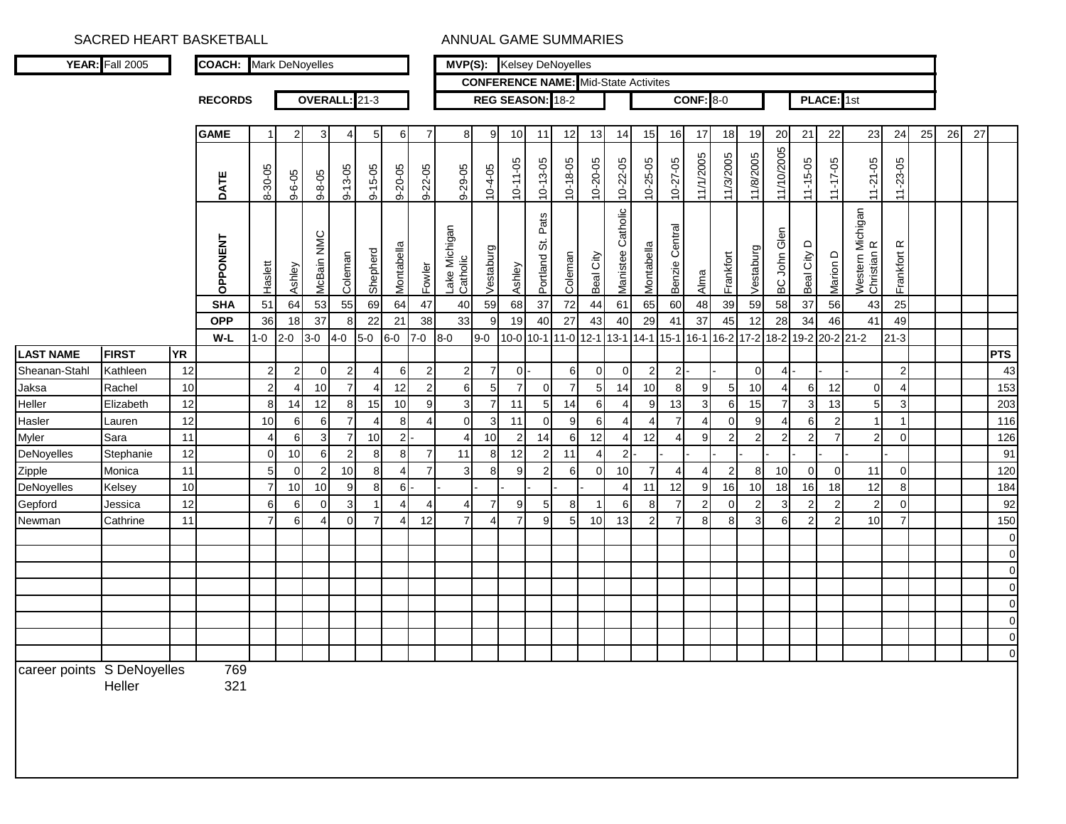SACRED HEART BASKETBALL

ANNUAL GAME SUMMARIES

| YEAR: | Fall 2005 | COACH: | Mark DeNoyelles | MVP(S): | Kelsey DeNoyelles |
|---|---|---|---|---|---|
| | | | | CONFERENCE NAME: | Mid-State Activites |
| | | RECORDS | OVERALL: 21-3 | REG SEASON: 18-2 | CONF: 8-0 | PLACE: 1st |

| GAME | 1 | 2 | 3 | 4 | 5 | 6 | 7 | 8 | 9 | 10 | 11 | 12 | 13 | 14 | 15 | 16 | 17 | 18 | 19 | 20 | 21 | 22 | 23 | 24 | 25 | 26 | 27 |
|---|---|---|---|---|---|---|---|---|---|---|---|---|---|---|---|---|---|---|---|---|---|---|---|---|---|---|---|
| DATE | 8-30-05 | 9-6-05 | 9-8-05 | 9-13-05 | 9-15-05 | 9-20-05 | 9-22-05 | 9-29-05 | 10-4-05 | 10-11-05 | 10-13-05 | 10-18-05 | 10-20-05 | 10-22-05 | 10-25-05 | 10-27-05 | 11/1/2005 | 11/3/2005 | 11/8/2005 | 11/10/2005 | 11-15-05 | 11-17-05 | 11-21-05 | 11-23-05 | | | |
| OPPONENT | Haslett | Ashley | McBain NMC | Coleman | Shepherd | Montabella | Fowler | Lake Michigan Catholic | Vestaburg | Ashley | Portland St. Pats | Coleman | Beal City | Manistee Catholic | Montabella | Benzie Central | Alma | Frankfort | Vestaburg | BC John Glen | Beal City D | Marion D | Western Michigan Christian R | Frankfort R | | | |
| SHA | 51 | 64 | 53 | 55 | 69 | 64 | 47 | 40 | 59 | 68 | 37 | 72 | 44 | 61 | 65 | 60 | 48 | 39 | 59 | 58 | 37 | 56 | 43 | 25 | | | |
| OPP | 36 | 18 | 37 | 8 | 22 | 21 | 38 | 33 | 9 | 19 | 40 | 27 | 43 | 40 | 29 | 41 | 37 | 45 | 12 | 28 | 34 | 46 | 41 | 49 | | | |
| W-L | 1-0 | 2-0 | 3-0 | 4-0 | 5-0 | 6-0 | 7-0 | 8-0 | 9-0 | 10-0 | 10-1 | 11-0 | 12-1 | 13-1 | 14-1 | 15-1 | 16-1 | 16-2 | 17-2 | 18-2 | 19-2 | 20-2 | 21-2 | 21-3 | | | |

| LAST NAME | FIRST | YR | | 1 | 2 | 3 | 4 | 5 | 6 | 7 | 8 | 9 | 10 | 11 | 12 | 13 | 14 | 15 | 16 | 17 | 18 | 19 | 20 | 21 | 22 | 23 | 24 | 25 | 26 | 27 | PTS |
|---|---|---|---|---|---|---|---|---|---|---|---|---|---|---|---|---|---|---|---|---|---|---|---|---|---|---|---|---|---|---|---|
| Sheanan-Stahl | Kathleen | 12 | | 2 | 2 | 0 | 2 | 4 | 6 | 2 | 2 | 7 | 0 | - | 6 | 0 | 0 | 2 | 2 | - | - | 0 | 4 | - | - | - | 2 | | | | 43 |
| Jaksa | Rachel | 10 | | 2 | 4 | 10 | 7 | 4 | 12 | 2 | 6 | 5 | 7 | 0 | 7 | 5 | 14 | 10 | 8 | 9 | 5 | 10 | 4 | 6 | 12 | 0 | 4 | | | | 153 |
| Heller | Elizabeth | 12 | | 8 | 14 | 12 | 8 | 15 | 10 | 9 | 3 | 7 | 11 | 5 | 14 | 6 | 4 | 9 | 13 | 3 | 6 | 15 | 7 | 3 | 13 | 5 | 3 | | | | 203 |
| Hasler | Lauren | 12 | | 10 | 6 | 6 | 7 | 4 | 8 | 4 | 0 | 3 | 11 | 0 | 9 | 6 | 4 | 4 | 7 | 4 | 0 | 9 | 4 | 6 | 2 | 1 | 1 | | | | 116 |
| Myler | Sara | 11 | | 4 | 6 | 3 | 7 | 10 | 2 | - | 4 | 10 | 2 | 14 | 6 | 12 | 4 | 12 | 4 | 9 | 2 | 2 | 2 | 2 | 7 | 2 | 0 | | | | 126 |
| DeNoyelles | Stephanie | 12 | | 0 | 10 | 6 | 2 | 8 | 8 | 7 | 11 | 8 | 12 | 2 | 11 | 4 | 2 | - | - | - | - | - | - | - | - | - | - | | | | 91 |
| Zipple | Monica | 11 | | 5 | 0 | 2 | 10 | 8 | 4 | 7 | 3 | 8 | 9 | 2 | 6 | 0 | 10 | 7 | 4 | 4 | 2 | 8 | 10 | 0 | 0 | 11 | 0 | | | | 120 |
| DeNoyelles | Kelsey | 10 | | 7 | 10 | 10 | 9 | 8 | 6 | - | - | - | - | - | - | - | 4 | 11 | 12 | 9 | 16 | 10 | 18 | 16 | 18 | 12 | 8 | | | | 184 |
| Gepford | Jessica | 12 | | 6 | 6 | 0 | 3 | 1 | 4 | 4 | 4 | 7 | 9 | 5 | 8 | 1 | 6 | 8 | 7 | 2 | 0 | 2 | 3 | 2 | 2 | 2 | 0 | | | | 92 |
| Newman | Cathrine | 11 | | 7 | 6 | 4 | 0 | 7 | 4 | 12 | 7 | 4 | 7 | 9 | 5 | 10 | 13 | 2 | 7 | 8 | 8 | 3 | 6 | 2 | 2 | 10 | 7 | | | | 150 |
| | | | | | | | | | | | | | | | | | | | | | | | | | | | | | | | 0 |
| | | | | | | | | | | | | | | | | | | | | | | | | | | | | | | | 0 |
| | | | | | | | | | | | | | | | | | | | | | | | | | | | | | | | 0 |
| | | | | | | | | | | | | | | | | | | | | | | | | | | | | | | | 0 |
| | | | | | | | | | | | | | | | | | | | | | | | | | | | | | | | 0 |
| | | | | | | | | | | | | | | | | | | | | | | | | | | | | | | | 0 |
| | | | | | | | | | | | | | | | | | | | | | | | | | | | | | | | 0 |
| | | | | | | | | | | | | | | | | | | | | | | | | | | | | | | | 0 |

career points S DeNoyelles 769
Heller 321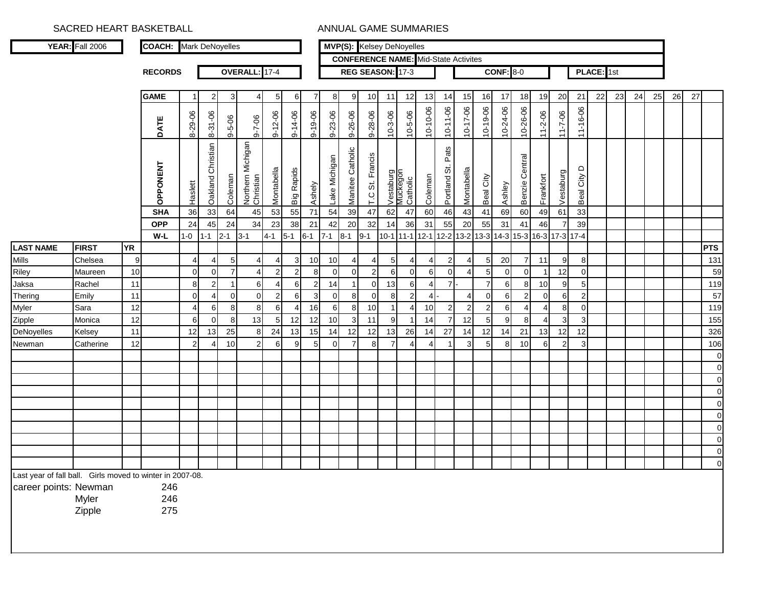SACRED HEART BASKETBALL ANNUAL GAME SUMMARIES

| YEAR: | Fall 2006 | COACH: | Mark DeNoyelles | MVP(S): | Kelsey DeNoyelles |
|---|---|---|---|---|---|

CONFERENCE NAME: Mid-State Activites

| RECORDS | OVERALL: 17-4 | REG SEASON: 17-3 | CONF: 8-0 | PLACE: 1st |
|---|---|---|---|---|

| LAST NAME | FIRST | YR | GAME | 1 | 2 | 3 | 4 | 5 | 6 | 7 | 8 | 9 | 10 | 11 | 12 | 13 | 14 | 15 | 16 | 17 | 18 | 19 | 20 | 21 | 22 | 23 | 24 | 25 | 26 | 27 | PTS |
|---|---|---|---|---|---|---|---|---|---|---|---|---|---|---|---|---|---|---|---|---|---|---|---|---|---|---|---|---|---|---|---|
| | | | DATE | 8-29-06 | 8-31-06 | 9-5-06 | 9-7-06 | 9-12-06 | 9-14-06 | 9-19-06 | 9-23-06 | 9-26-06 | 9-28-06 | 10-3-06 | 10-5-06 | 10-10-06 | 10-11-06 | 10-17-06 | 10-19-06 | 10-24-06 | 10-26-06 | 11-2-06 | 11-7-06 | 11-16-06 | | | | | | | |
| | | | OPPONENT | Haslett | Oakland Christian | Coleman | Northern Michigan Christian | Montabella | Big Rapids | Ashely | Lake Michigan | Manitee Catholic | T.C St. Francis | Vestaburg | Muckegon Catholic | Coleman | Portland St. Pats | Montabella | Beal City | Ashley | Benzie Central | Frankfort | Vestaburg | Beal City D | | | | | | | |
| | | | SHA | 36 | 33 | 64 | 45 | 53 | 55 | 71 | 54 | 39 | 47 | 62 | 47 | 60 | 46 | 43 | 41 | 69 | 60 | 49 | 61 | 33 | | | | | | | |
| | | | OPP | 24 | 45 | 24 | 34 | 23 | 38 | 21 | 42 | 20 | 32 | 14 | 36 | 31 | 55 | 20 | 55 | 31 | 41 | 46 | 7 | 39 | | | | | | | |
| | | | W-L | 1-0 | 1-1 | 2-1 | 3-1 | 4-1 | 5-1 | 6-1 | 7-1 | 8-1 | 9-1 | 10-1 | 11-1 | 12-1 | 12-2 | 13-2 | 13-3 | 14-3 | 15-3 | 16-3 | 17-3 | 17-4 | | | | | | | |
| Mills | Chelsea | 9 | | 4 | 4 | 5 | 4 | 4 | 3 | 10 | 10 | 4 | 4 | 5 | 4 | 4 | 2 | 4 | 5 | 20 | 7 | 11 | 9 | 8 | | | | | | | 131 |
| Riley | Maureen | 10 | | 0 | 0 | 7 | 4 | 2 | 2 | 8 | 0 | 0 | 2 | 6 | 0 | 6 | 0 | 4 | 5 | 0 | 0 | 1 | 12 | 0 | | | | | | | 59 |
| Jaksa | Rachel | 11 | | 8 | 2 | 1 | 6 | 4 | 6 | 2 | 14 | 1 | 0 | 13 | 6 | 4 | 7 | - | 7 | 6 | 8 | 10 | 9 | 5 | | | | | | | 119 |
| Thering | Emily | 11 | | 0 | 4 | 0 | 0 | 2 | 6 | 3 | 0 | 8 | 0 | 8 | 2 | 4 | - | 4 | 0 | 6 | 2 | 0 | 6 | 2 | | | | | | | 57 |
| Myler | Sara | 12 | | 4 | 6 | 8 | 8 | 6 | 4 | 16 | 6 | 8 | 10 | 1 | 4 | 10 | 2 | 2 | 2 | 6 | 4 | 4 | 8 | 0 | | | | | | | 119 |
| Zipple | Monica | 12 | | 6 | 0 | 8 | 13 | 5 | 12 | 12 | 10 | 3 | 11 | 9 | 1 | 14 | 7 | 12 | 5 | 9 | 8 | 4 | 3 | 3 | | | | | | | 155 |
| DeNoyelles | Kelsey | 11 | | 12 | 13 | 25 | 8 | 24 | 13 | 15 | 14 | 12 | 12 | 13 | 26 | 14 | 27 | 14 | 12 | 14 | 21 | 13 | 12 | 12 | | | | | | | 326 |
| Newman | Catherine | 12 | | 2 | 4 | 10 | 2 | 6 | 9 | 5 | 0 | 7 | 8 | 7 | 4 | 4 | 1 | 3 | 5 | 8 | 10 | 6 | 2 | 3 | | | | | | | 106 |
| | | | | | | | | | | | | | | | | | | | | | | | | | | | | | | | 0 |
| | | | | | | | | | | | | | | | | | | | | | | | | | | | | | | | 0 |
| | | | | | | | | | | | | | | | | | | | | | | | | | | | | | | | 0 |
| | | | | | | | | | | | | | | | | | | | | | | | | | | | | | | | 0 |
| | | | | | | | | | | | | | | | | | | | | | | | | | | | | | | | 0 |
| | | | | | | | | | | | | | | | | | | | | | | | | | | | | | | | 0 |
| | | | | | | | | | | | | | | | | | | | | | | | | | | | | | | | 0 |
| | | | | | | | | | | | | | | | | | | | | | | | | | | | | | | | 0 |
| | | | | | | | | | | | | | | | | | | | | | | | | | | | | | | | 0 |
| | | | | | | | | | | | | | | | | | | | | | | | | | | | | | | | 0 |

Last year of fall ball. Girls moved to winter in 2007-08.

career points:
- Newman 246
- Myler 246
- Zipple 275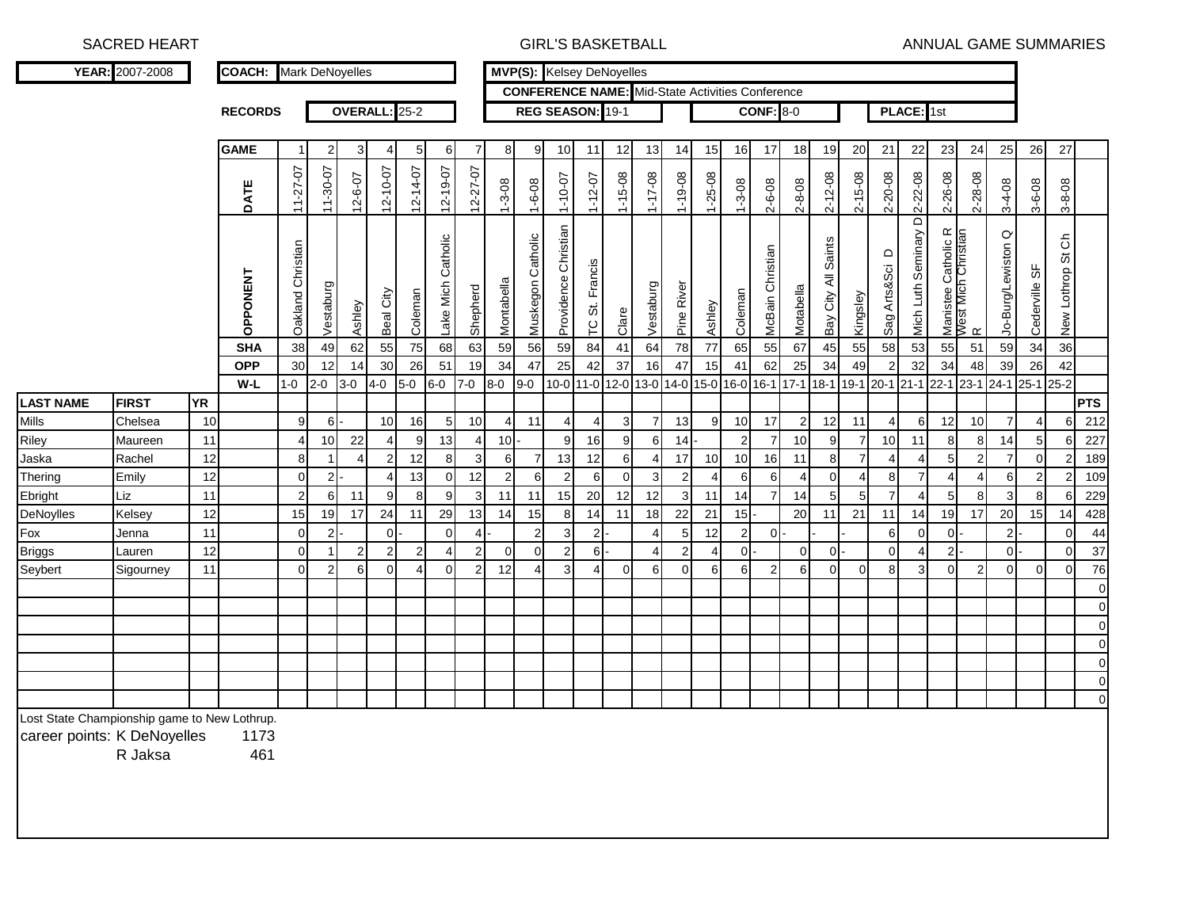SACRED HEART GIRL'S BASKETBALL ANNUAL GAME SUMMARIES

**YEAR:** 2007-2008 | **COACH:** Mark DeNoyelles | **MVP(S):** Kelsey DeNoyelles

**CONFERENCE NAME:** Mid-State Activities Conference

**RECORDS** | **OVERALL:** 25-2 | **REG SEASON:** 19-1 | **CONF:** 8-0 | **PLACE:** 1st

| | | | **GAME** | 1 | 2 | 3 | 4 | 5 | 6 | 7 | 8 | 9 | 10 | 11 | 12 | 13 | 14 | 15 | 16 | 17 | 18 | 19 | 20 | 21 | 22 | 23 | 24 | 25 | 26 | 27 | |
|---|---|---|---|---|---|---|---|---|---|---|---|---|---|---|---|---|---|---|---|---|---|---|---|---|---|---|---|---|---|---|---|
| | | | **DATE** | 11-27-07 | 11-30-07 | 12-6-07 | 12-10-07 | 12-14-07 | 12-19-07 | 12-27-07 | 1-3-08 | 1-6-08 | 1-10-07 | 1-12-07 | 1-15-08 | 1-17-08 | 1-19-08 | 1-25-08 | 1-3-08 | 2-6-08 | 2-8-08 | 2-12-08 | 2-15-08 | 2-20-08 | 2-22-08 | 2-26-08 | 2-28-08 | 3-4-08 | 3-6-08 | 3-8-08 | |
| | | | **OPPONENT** | Oakland Christian | Vestaburg | Ashley | Beal City | Coleman | Lake Mich Catholic | Shepherd | Montabella | Muskegon Catholic | Providence Christian | TC St. Francis | Clare | Vestaburg | Pine River | Ashley | Coleman | McBain Christian | Motabella | Bay City All Saints | Kingsley | Sag Arts&Sci D | Mich Luth Seminary D | Manistee Catholic R | West Mich Christian R | Jo-Burg/Lewiston Q | Cederville SF | New Lothrop St Ch | |
| | | | **SHA** | 38 | 49 | 62 | 55 | 75 | 68 | 63 | 59 | 56 | 59 | 84 | 41 | 64 | 78 | 77 | 65 | 55 | 67 | 45 | 55 | 58 | 53 | 55 | 51 | 59 | 34 | 36 | |
| | | | **OPP** | 30 | 12 | 14 | 30 | 26 | 51 | 19 | 34 | 47 | 25 | 42 | 37 | 16 | 47 | 15 | 41 | 62 | 25 | 34 | 49 | 2 | 32 | 34 | 48 | 39 | 26 | 42 | |
| | | | **W-L** | 1-0 | 2-0 | 3-0 | 4-0 | 5-0 | 6-0 | 7-0 | 8-0 | 9-0 | 10-0 | 11-0 | 12-0 | 13-0 | 14-0 | 15-0 | 16-0 | 16-1 | 17-1 | 18-1 | 19-1 | 20-1 | 21-1 | 22-1 | 23-1 | 24-1 | 25-1 | 25-2 | |
| **LAST NAME** | **FIRST** | **YR** | | | | | | | | | | | | | | | | | | | | | | | | | | | | | **PTS** |
| Mills | Chelsea | 10 | | 9 | 6 | - | 10 | 16 | 5 | 10 | 4 | 11 | 4 | 4 | 3 | 7 | 13 | 9 | 10 | 17 | 2 | 12 | 11 | 4 | 6 | 12 | 10 | 7 | 4 | 6 | 212 |
| Riley | Maureen | 11 | | 4 | 10 | 22 | 4 | 9 | 13 | 4 | 10 | - | 9 | 16 | 9 | 6 | 14 | - | 2 | 7 | 10 | 9 | 7 | 10 | 11 | 8 | 8 | 14 | 5 | 6 | 227 |
| Jaska | Rachel | 12 | | 8 | 1 | 4 | 2 | 12 | 8 | 3 | 6 | 7 | 13 | 12 | 6 | 4 | 17 | 10 | 10 | 16 | 11 | 8 | 7 | 4 | 4 | 5 | 2 | 7 | 0 | 2 | 189 |
| Thering | Emily | 12 | | 0 | 2 | - | 4 | 13 | 0 | 12 | 2 | 6 | 2 | 6 | 0 | 3 | 2 | 4 | 6 | 6 | 4 | 0 | 4 | 8 | 7 | 4 | 4 | 6 | 2 | 2 | 109 |
| Ebright | Liz | 11 | | 2 | 6 | 11 | 9 | 8 | 9 | 3 | 11 | 11 | 15 | 20 | 12 | 12 | 3 | 11 | 14 | 7 | 14 | 5 | 5 | 7 | 4 | 5 | 8 | 3 | 8 | 6 | 229 |
| DeNoylles | Kelsey | 12 | | 15 | 19 | 17 | 24 | 11 | 29 | 13 | 14 | 15 | 8 | 14 | 11 | 18 | 22 | 21 | 15 | - | 20 | 11 | 21 | 11 | 14 | 19 | 17 | 20 | 15 | 14 | 428 |
| Fox | Jenna | 11 | | 0 | 2 | - | 0 | - | 0 | 4 | - | 2 | 3 | 2 | - | 4 | 5 | 12 | 2 | 0 | - | - | - | 6 | 0 | 0 | - | 2 | - | 0 | 44 |
| Briggs | Lauren | 12 | | 0 | 1 | 2 | 2 | 2 | 4 | 2 | 0 | 0 | 2 | 6 | - | 4 | 2 | 4 | 0 | - | 0 | 0 | - | 0 | 4 | 2 | - | 0 | - | 0 | 37 |
| Seybert | Sigourney | 11 | | 0 | 2 | 6 | 0 | 4 | 0 | 2 | 12 | 4 | 3 | 4 | 0 | 6 | 0 | 6 | 6 | 2 | 6 | 0 | 0 | 8 | 3 | 0 | 2 | 0 | 0 | 0 | 76 |
| | | | | | | | | | | | | | | | | | | | | | | | | | | | | | | | 0 |
| | | | | | | | | | | | | | | | | | | | | | | | | | | | | | | | 0 |
| | | | | | | | | | | | | | | | | | | | | | | | | | | | | | | | 0 |
| | | | | | | | | | | | | | | | | | | | | | | | | | | | | | | | 0 |
| | | | | | | | | | | | | | | | | | | | | | | | | | | | | | | | 0 |
| | | | | | | | | | | | | | | | | | | | | | | | | | | | | | | | 0 |
| | | | | | | | | | | | | | | | | | | | | | | | | | | | | | | | 0 |

Lost State Championship game to New Lothrup.

career points: K DeNoyelles 1173

R Jaksa 461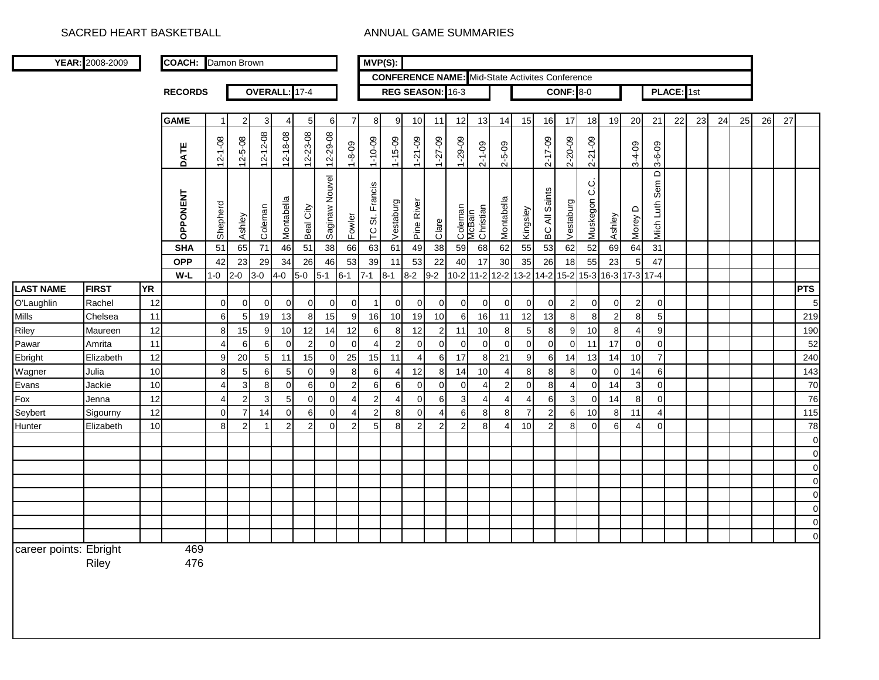SACRED HEART BASKETBALL

ANNUAL GAME SUMMARIES

| YEAR: | 2008-2009 | COACH: | Damon Brown | MVP(S): | |
|---|---|---|---|---|---|
| | | | | CONFERENCE NAME: | Mid-State Activites Conference |
| | | RECORDS | OVERALL: 17-4 | REG SEASON: 16-3 | CONF: 8-0 / PLACE: 1st |

| LAST NAME | FIRST | YR | GAME | 1 | 2 | 3 | 4 | 5 | 6 | 7 | 8 | 9 | 10 | 11 | 12 | 13 | 14 | 15 | 16 | 17 | 18 | 19 | 20 | 21 | 22 | 23 | 24 | 25 | 26 | 27 | PTS |
|---|---|---|---|---|---|---|---|---|---|---|---|---|---|---|---|---|---|---|---|---|---|---|---|---|---|---|---|---|---|---|---|
| | | | DATE | 12-1-08 | 12-5-08 | 12-12-08 | 12-18-08 | 12-23-08 | 12-29-08 | 1-8-09 | 1-10-09 | 1-15-09 | 1-21-09 | 1-27-09 | 1-29-09 | 2-1-09 | 2-5-09 | | 2-17-09 | 2-20-09 | 2-21-09 | | 3-4-09 | 3-6-09 | | | | | | | |
| | | | OPPONENT | Shepherd | Ashley | Coleman | Montabella | Beal City | Saginaw Nouvel | Fowler | TC St. Francis | Vestaburg | Pine River | Clare | Coleman | McBain Christian | Montabella | Kingsley | BC All Saints | Vestaburg | Muskegon C.C. | Ashley | Morey D | Mich Luth Sem D | | | | | | | |
| | | | SHA | 51 | 65 | 71 | 46 | 51 | 38 | 66 | 63 | 61 | 49 | 38 | 59 | 68 | 62 | 55 | 53 | 62 | 52 | 69 | 64 | 31 | | | | | | | |
| | | | OPP | 42 | 23 | 29 | 34 | 26 | 46 | 53 | 39 | 11 | 53 | 22 | 40 | 17 | 30 | 35 | 26 | 18 | 55 | 23 | 5 | 47 | | | | | | | |
| | | | W-L | 1-0 | 2-0 | 3-0 | 4-0 | 5-0 | 5-1 | 6-1 | 7-1 | 8-1 | 8-2 | 9-2 | 10-2 | 11-2 | 12-2 | 13-2 | 14-2 | 15-2 | 15-3 | 16-3 | 17-3 | 17-4 | | | | | | | |
| O'Laughlin | Rachel | 12 | | 0 | 0 | 0 | 0 | 0 | 0 | 0 | 1 | 0 | 0 | 0 | 0 | 0 | 0 | 0 | 0 | 2 | 0 | 0 | 2 | 0 | | | | | | | 5 |
| Mills | Chelsea | 11 | | 6 | 5 | 19 | 13 | 8 | 15 | 9 | 16 | 10 | 19 | 10 | 6 | 16 | 11 | 12 | 13 | 8 | 8 | 2 | 8 | 5 | | | | | | | 219 |
| Riley | Maureen | 12 | | 8 | 15 | 9 | 10 | 12 | 14 | 12 | 6 | 8 | 12 | 2 | 11 | 10 | 8 | 5 | 8 | 9 | 10 | 8 | 4 | 9 | | | | | | | 190 |
| Pawar | Amrita | 11 | | 4 | 6 | 6 | 0 | 2 | 0 | 0 | 4 | 2 | 0 | 0 | 0 | 0 | 0 | 0 | 0 | 0 | 11 | 17 | 0 | 0 | | | | | | | 52 |
| Ebright | Elizabeth | 12 | | 9 | 20 | 5 | 11 | 15 | 0 | 25 | 15 | 11 | 4 | 6 | 17 | 8 | 21 | 9 | 6 | 14 | 13 | 14 | 10 | 7 | | | | | | | 240 |
| Wagner | Julia | 10 | | 8 | 5 | 6 | 5 | 0 | 9 | 8 | 6 | 4 | 12 | 8 | 14 | 10 | 4 | 8 | 8 | 8 | 0 | 0 | 14 | 6 | | | | | | | 143 |
| Evans | Jackie | 10 | | 4 | 3 | 8 | 0 | 6 | 0 | 2 | 6 | 6 | 0 | 0 | 0 | 4 | 2 | 0 | 8 | 4 | 0 | 14 | 3 | 0 | | | | | | | 70 |
| Fox | Jenna | 12 | | 4 | 2 | 3 | 5 | 0 | 0 | 4 | 2 | 4 | 0 | 6 | 3 | 4 | 4 | 4 | 6 | 3 | 0 | 14 | 8 | 0 | | | | | | | 76 |
| Seybert | Sigourny | 12 | | 0 | 7 | 14 | 0 | 6 | 0 | 4 | 2 | 8 | 0 | 4 | 6 | 8 | 8 | 7 | 2 | 6 | 10 | 8 | 11 | 4 | | | | | | | 115 |
| Hunter | Elizabeth | 10 | | 8 | 2 | 1 | 2 | 2 | 0 | 2 | 5 | 8 | 2 | 2 | 2 | 8 | 4 | 10 | 2 | 8 | 0 | 6 | 4 | 0 | | | | | | | 78 |
| | | | | | | | | | | | | | | | | | | | | | | | | | | | | | | | 0 |
| | | | | | | | | | | | | | | | | | | | | | | | | | | | | | | | 0 |
| | | | | | | | | | | | | | | | | | | | | | | | | | | | | | | | 0 |
| | | | | | | | | | | | | | | | | | | | | | | | | | | | | | | | 0 |
| | | | | | | | | | | | | | | | | | | | | | | | | | | | | | | | 0 |
| | | | | | | | | | | | | | | | | | | | | | | | | | | | | | | | 0 |
| | | | | | | | | | | | | | | | | | | | | | | | | | | | | | | | 0 |
| | | | | | | | | | | | | | | | | | | | | | | | | | | | | | | | 0 |

career points: Ebright 469

Riley 476